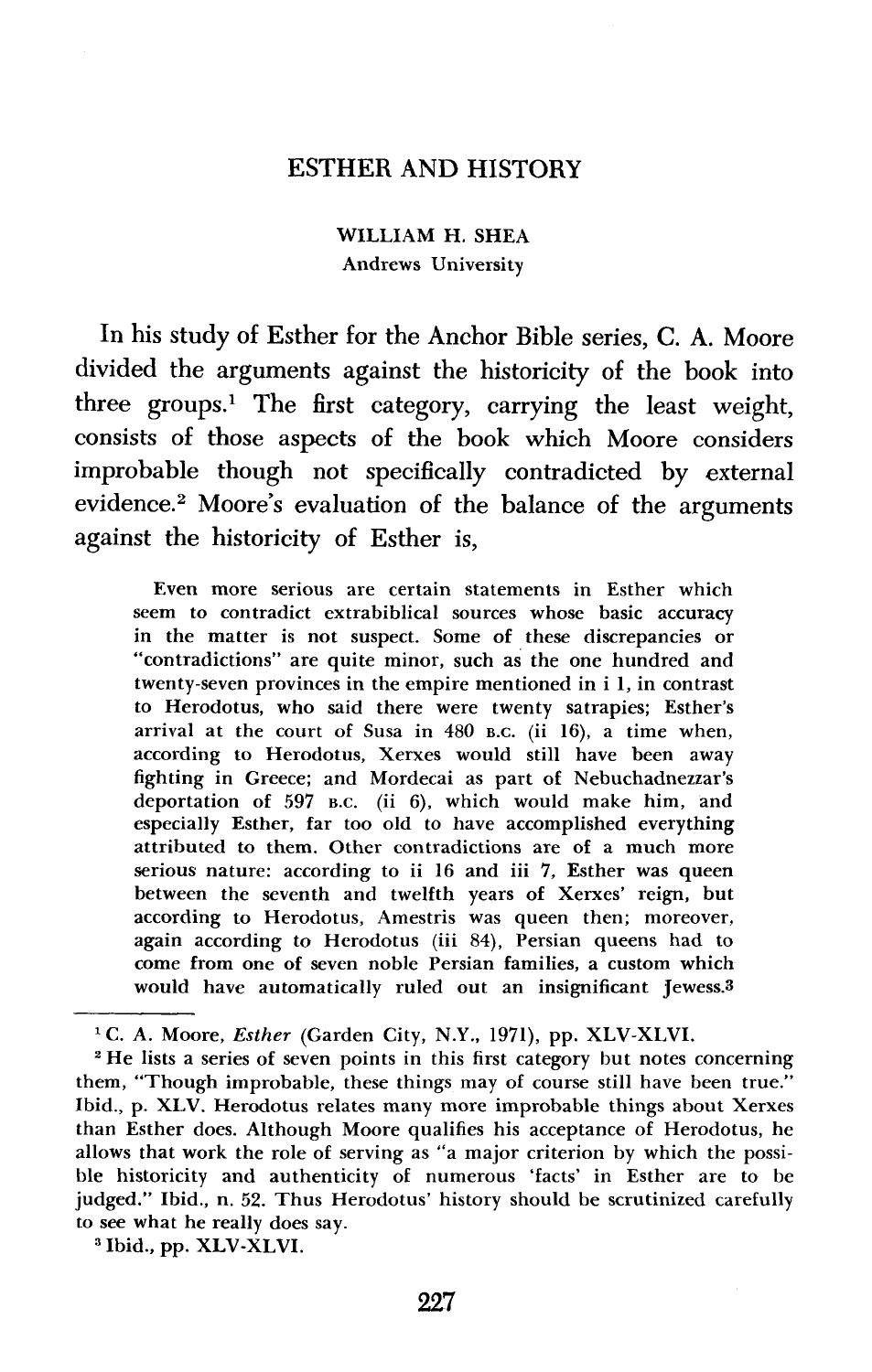# ESTHER AND HISTORY

WILLIAM H. SHEA
Andrews University

In his study of Esther for the Anchor Bible series, C. A. Moore divided the arguments against the historicity of the book into three groups.[1] The first category, carrying the least weight, consists of those aspects of the book which Moore considers improbable though not specifically contradicted by external evidence.[2] Moore's evaluation of the balance of the arguments against the historicity of Esther is,

> Even more serious are certain statements in Esther which seem to contradict extrabiblical sources whose basic accuracy in the matter is not suspect. Some of these discrepancies or "contradictions" are quite minor, such as the one hundred and twenty-seven provinces in the empire mentioned in i 1, in contrast to Herodotus, who said there were twenty satrapies; Esther's arrival at the court of Susa in 480 B.C. (ii 16), a time when, according to Herodotus, Xerxes would still have been away fighting in Greece; and Mordecai as part of Nebuchadnezzar's deportation of 597 B.C. (ii 6), which would make him, and especially Esther, far too old to have accomplished everything attributed to them. Other contradictions are of a much more serious nature: according to ii 16 and iii 7, Esther was queen between the seventh and twelfth years of Xerxes' reign, but according to Herodotus, Amestris was queen then; moreover, again according to Herodotus (iii 84), Persian queens had to come from one of seven noble Persian families, a custom which would have automatically ruled out an insignificant Jewess.[3]

---

[1] C. A. Moore, *Esther* (Garden City, N.Y., 1971), pp. XLV-XLVI.

[2] He lists a series of seven points in this first category but notes concerning them, "Though improbable, these things may of course still have been true." Ibid., p. XLV. Herodotus relates many more improbable things about Xerxes than Esther does. Although Moore qualifies his acceptance of Herodotus, he allows that work the role of serving as "a major criterion by which the possible historicity and authenticity of numerous 'facts' in Esther are to be judged." Ibid., n. 52. Thus Herodotus' history should be scrutinized carefully to see what he really does say.

[3] Ibid., pp. XLV-XLVI.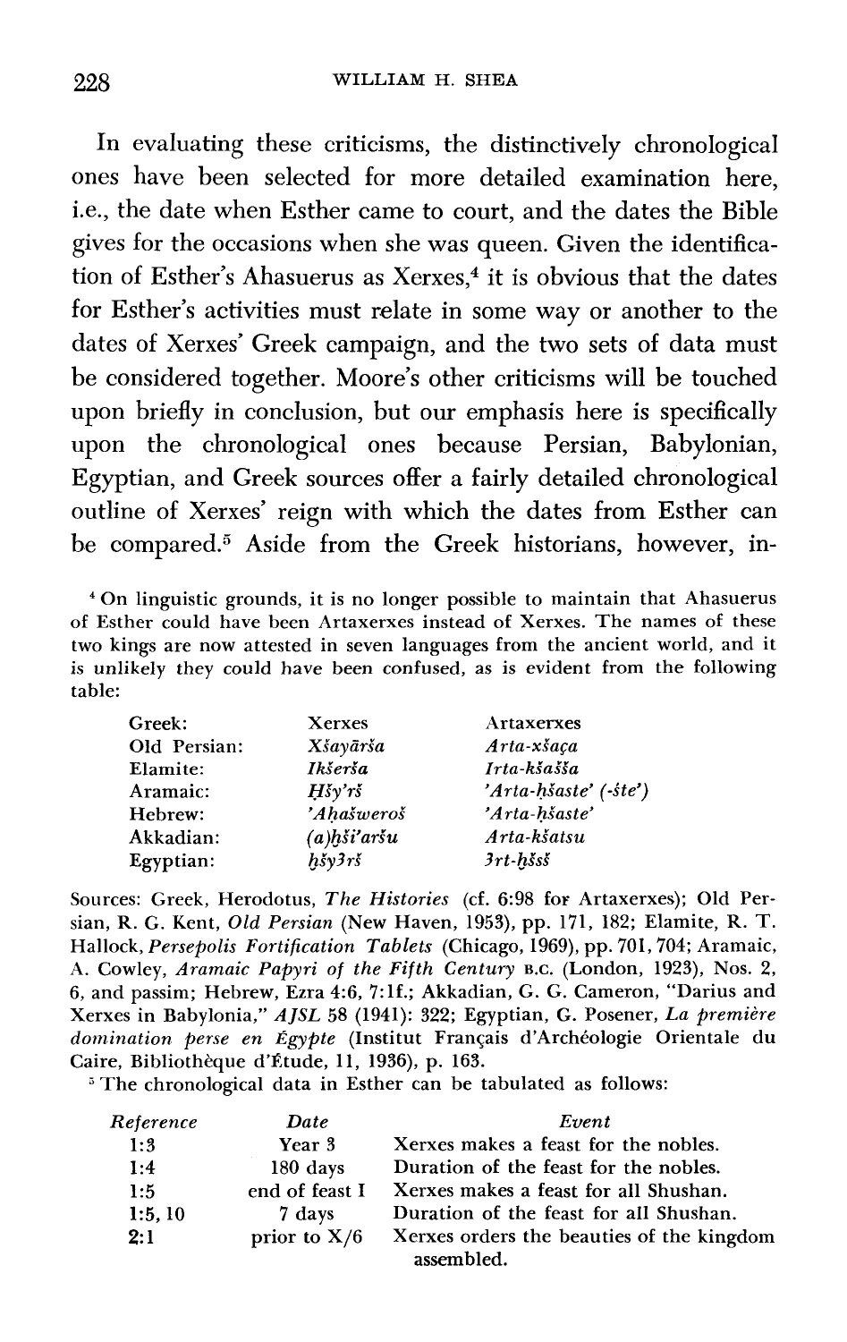In evaluating these criticisms, the distinctively chronological ones have been selected for more detailed examination here, i.e., the date when Esther came to court, and the dates the Bible gives for the occasions when she was queen. Given the identification of Esther's Ahasuerus as Xerxes,[4] it is obvious that the dates for Esther's activities must relate in some way or another to the dates of Xerxes' Greek campaign, and the two sets of data must be considered together. Moore's other criticisms will be touched upon briefly in conclusion, but our emphasis here is specifically upon the chronological ones because Persian, Babylonian, Egyptian, and Greek sources offer a fairly detailed chronological outline of Xerxes' reign with which the dates from Esther can be compared.[5] Aside from the Greek historians, however, in-

[4] On linguistic grounds, it is no longer possible to maintain that Ahasuerus of Esther could have been Artaxerxes instead of Xerxes. The names of these two kings are now attested in seven languages from the ancient world, and it is unlikely they could have been confused, as is evident from the following table:

| | | |
|---|---|---|
| Greek: | Xerxes | Artaxerxes |
| Old Persian: | *Xšayārša* | *Arta-xšaça* |
| Elamite: | *Ikšerša* | *Irta-kšašša* |
| Aramaic: | *Ḥšy'rš* | *'Arta-ḥšaste'* (*-šte'*) |
| Hebrew: | *'Aḥašweroš* | *'Arta-ḥšaste'* |
| Akkadian: | *(a)ḫši'aršu* | *Arta-kšatsu* |
| Egyptian: | *ḫšy3rš* | *3rt-ḫšsš* |

Sources: Greek, Herodotus, *The Histories* (cf. 6:98 for Artaxerxes); Old Persian, R. G. Kent, *Old Persian* (New Haven, 1953), pp. 171, 182; Elamite, R. T. Hallock, *Persepolis Fortification Tablets* (Chicago, 1969), pp. 701, 704; Aramaic, A. Cowley, *Aramaic Papyri of the Fifth Century* B.C. (London, 1923), Nos. 2, 6, and passim; Hebrew, Ezra 4:6, 7:1f.; Akkadian, G. G. Cameron, "Darius and Xerxes in Babylonia," *AJSL* 58 (1941): 322; Egyptian, G. Posener, *La première domination perse en Égypte* (Institut Français d'Archéologie Orientale du Caire, Bibliothèque d'Étude, 11, 1936), p. 163.

[5] The chronological data in Esther can be tabulated as follows:

| *Reference* | *Date* | *Event* |
|---|---|---|
| 1:3 | Year 3 | Xerxes makes a feast for the nobles. |
| 1:4 | 180 days | Duration of the feast for the nobles. |
| 1:5 | end of feast I | Xerxes makes a feast for all Shushan. |
| 1:5, 10 | 7 days | Duration of the feast for all Shushan. |
| 2:1 | prior to X/6 | Xerxes orders the beauties of the kingdom assembled. |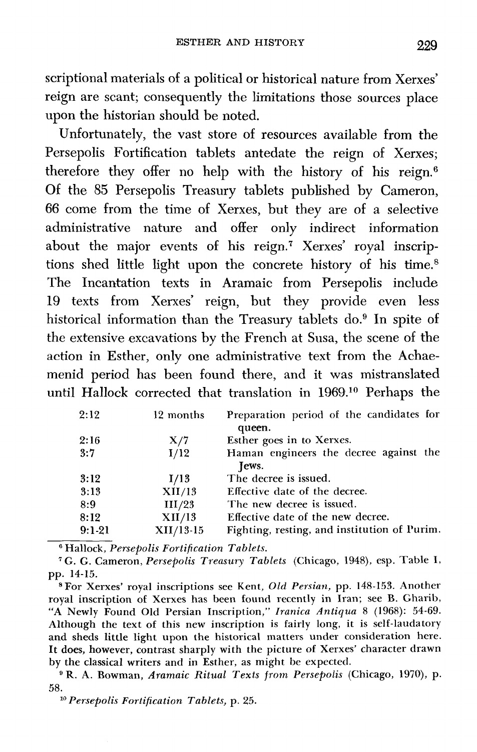scriptional materials of a political or historical nature from Xerxes' reign are scant; consequently the limitations those sources place upon the historian should be noted.

Unfortunately, the vast store of resources available from the Persepolis Fortification tablets antedate the reign of Xerxes; therefore they offer no help with the history of his reign.[6] Of the 85 Persepolis Treasury tablets published by Cameron, 66 come from the time of Xerxes, but they are of a selective administrative nature and offer only indirect information about the major events of his reign.[7] Xerxes' royal inscriptions shed little light upon the concrete history of his time.[8] The Incantation texts in Aramaic from Persepolis include 19 texts from Xerxes' reign, but they provide even less historical information than the Treasury tablets do.[9] In spite of the extensive excavations by the French at Susa, the scene of the action in Esther, only one administrative text from the Achaemenid period has been found there, and it was mistranslated until Hallock corrected that translation in 1969.[10] Perhaps the

| | | |
|---|---|---|
| 2:12 | 12 months | Preparation period of the candidates for queen. |
| 2:16 | X/7 | Esther goes in to Xerxes. |
| 3:7 | I/12 | Haman engineers the decree against the Jews. |
| 3:12 | I/13 | The decree is issued. |
| 3:13 | XII/13 | Effective date of the decree. |
| 8:9 | III/23 | The new decree is issued. |
| 8:12 | XII/13 | Effective date of the new decree. |
| 9:1-21 | XII/13-15 | Fighting, resting, and institution of Purim. |

[6] Hallock, *Persepolis Fortification Tablets.*

[7] G. G. Cameron, *Persepolis Treasury Tablets* (Chicago, 1948), esp. Table I, pp. 14-15.

[8] For Xerxes' royal inscriptions see Kent, *Old Persian*, pp. 148-153. Another royal inscription of Xerxes has been found recently in Iran; see B. Gharib, "A Newly Found Old Persian Inscription," *Iranica Antiqua* 8 (1968): 54-69. Although the text of this new inscription is fairly long, it is self-laudatory and sheds little light upon the historical matters under consideration here. It does, however, contrast sharply with the picture of Xerxes' character drawn by the classical writers and in Esther, as might be expected.

[9] R. A. Bowman, *Aramaic Ritual Texts from Persepolis* (Chicago, 1970), p. 58.

[10] *Persepolis Fortification Tablets,* p. 25.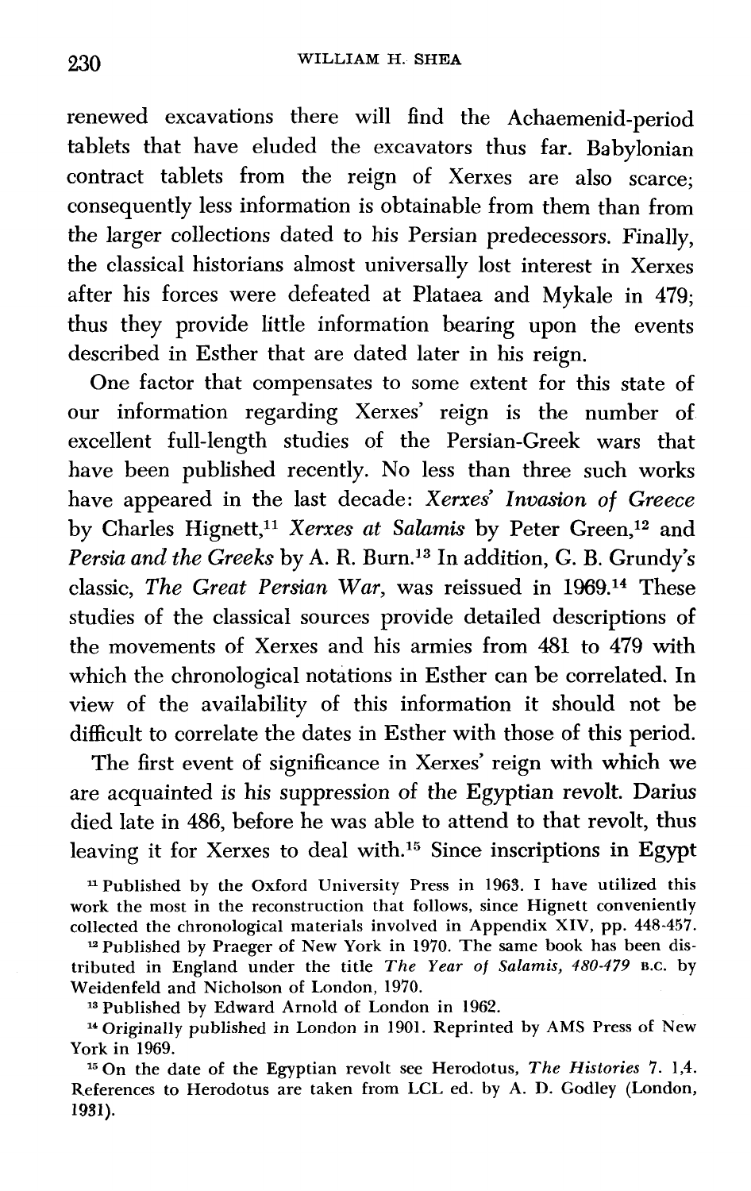renewed excavations there will find the Achaemenid-period tablets that have eluded the excavators thus far. Babylonian contract tablets from the reign of Xerxes are also scarce; consequently less information is obtainable from them than from the larger collections dated to his Persian predecessors. Finally, the classical historians almost universally lost interest in Xerxes after his forces were defeated at Plataea and Mykale in 479; thus they provide little information bearing upon the events described in Esther that are dated later in his reign.

One factor that compensates to some extent for this state of our information regarding Xerxes' reign is the number of excellent full-length studies of the Persian-Greek wars that have been published recently. No less than three such works have appeared in the last decade: *Xerxes' Invasion of Greece* by Charles Hignett,[11] *Xerxes at Salamis* by Peter Green,[12] and *Persia and the Greeks* by A. R. Burn.[13] In addition, G. B. Grundy's classic, *The Great Persian War*, was reissued in 1969.[14] These studies of the classical sources provide detailed descriptions of the movements of Xerxes and his armies from 481 to 479 with which the chronological notations in Esther can be correlated. In view of the availability of this information it should not be difficult to correlate the dates in Esther with those of this period.

The first event of significance in Xerxes' reign with which we are acquainted is his suppression of the Egyptian revolt. Darius died late in 486, before he was able to attend to that revolt, thus leaving it for Xerxes to deal with.[15] Since inscriptions in Egypt

[11] Published by the Oxford University Press in 1963. I have utilized this work the most in the reconstruction that follows, since Hignett conveniently collected the chronological materials involved in Appendix XIV, pp. 448-457.

[12] Published by Praeger of New York in 1970. The same book has been distributed in England under the title *The Year of Salamis, 480-479* B.C. by Weidenfeld and Nicholson of London, 1970.

[13] Published by Edward Arnold of London in 1962.

[14] Originally published in London in 1901. Reprinted by AMS Press of New York in 1969.

[15] On the date of the Egyptian revolt see Herodotus, *The Histories* 7. 1,4. References to Herodotus are taken from LCL ed. by A. D. Godley (London, 1931).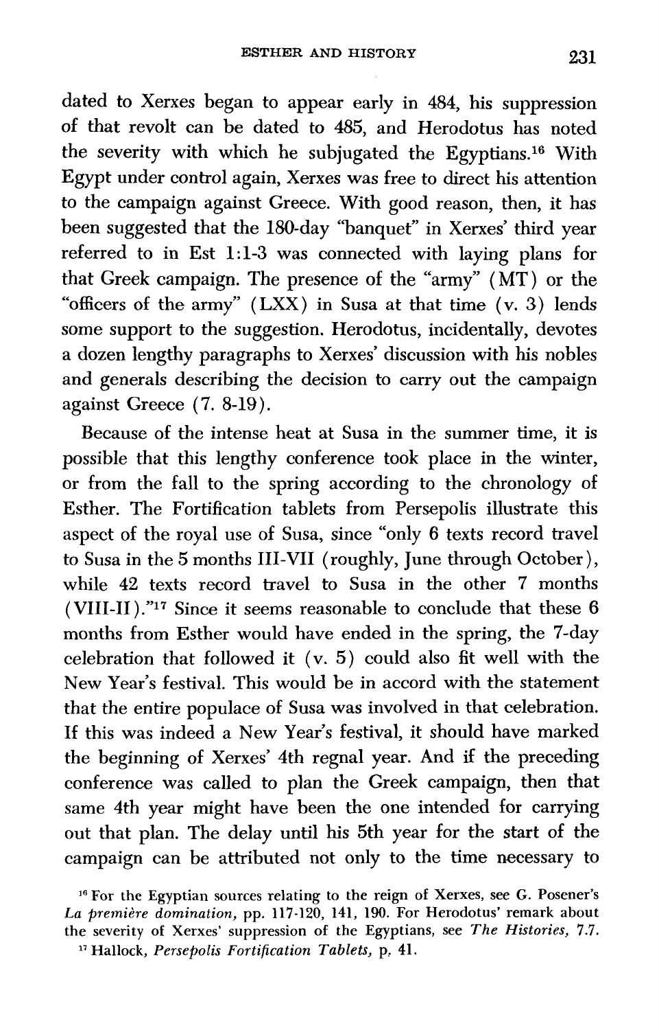dated to Xerxes began to appear early in 484, his suppression of that revolt can be dated to 485, and Herodotus has noted the severity with which he subjugated the Egyptians.[16] With Egypt under control again, Xerxes was free to direct his attention to the campaign against Greece. With good reason, then, it has been suggested that the 180-day "banquet" in Xerxes' third year referred to in Est 1:1-3 was connected with laying plans for that Greek campaign. The presence of the "army" (MT) or the "officers of the army" (LXX) in Susa at that time (v. 3) lends some support to the suggestion. Herodotus, incidentally, devotes a dozen lengthy paragraphs to Xerxes' discussion with his nobles and generals describing the decision to carry out the campaign against Greece (7. 8-19).

Because of the intense heat at Susa in the summer time, it is possible that this lengthy conference took place in the winter, or from the fall to the spring according to the chronology of Esther. The Fortification tablets from Persepolis illustrate this aspect of the royal use of Susa, since "only 6 texts record travel to Susa in the 5 months III-VII (roughly, June through October), while 42 texts record travel to Susa in the other 7 months (VIII-II)."[17] Since it seems reasonable to conclude that these 6 months from Esther would have ended in the spring, the 7-day celebration that followed it (v. 5) could also fit well with the New Year's festival. This would be in accord with the statement that the entire populace of Susa was involved in that celebration. If this was indeed a New Year's festival, it should have marked the beginning of Xerxes' 4th regnal year. And if the preceding conference was called to plan the Greek campaign, then that same 4th year might have been the one intended for carrying out that plan. The delay until his 5th year for the start of the campaign can be attributed not only to the time necessary to

[16] For the Egyptian sources relating to the reign of Xerxes, see G. Posener's *La première domination*, pp. 117-120, 141, 190. For Herodotus' remark about the severity of Xerxes' suppression of the Egyptians, see *The Histories*, 7.7.

[17] Hallock, *Persepolis Fortification Tablets*, p. 41.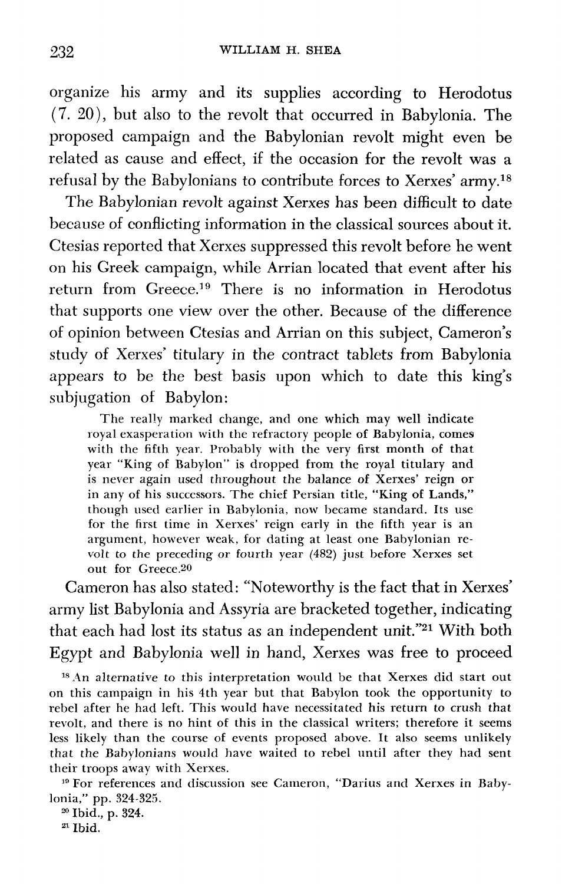organize his army and its supplies according to Herodotus (7. 20), but also to the revolt that occurred in Babylonia. The proposed campaign and the Babylonian revolt might even be related as cause and effect, if the occasion for the revolt was a refusal by the Babylonians to contribute forces to Xerxes' army.[18]

The Babylonian revolt against Xerxes has been difficult to date because of conflicting information in the classical sources about it. Ctesias reported that Xerxes suppressed this revolt before he went on his Greek campaign, while Arrian located that event after his return from Greece.[19] There is no information in Herodotus that supports one view over the other. Because of the difference of opinion between Ctesias and Arrian on this subject, Cameron's study of Xerxes' titulary in the contract tablets from Babylonia appears to be the best basis upon which to date this king's subjugation of Babylon:

> The really marked change, and one which may well indicate royal exasperation with the refractory people of Babylonia, comes with the fifth year. Probably with the very first month of that year "King of Babylon" is dropped from the royal titulary and is never again used throughout the balance of Xerxes' reign or in any of his successors. The chief Persian title, "King of Lands," though used earlier in Babylonia, now became standard. Its use for the first time in Xerxes' reign early in the fifth year is an argument, however weak, for dating at least one Babylonian revolt to the preceding or fourth year (482) just before Xerxes set out for Greece.[20]

Cameron has also stated: "Noteworthy is the fact that in Xerxes' army list Babylonia and Assyria are bracketed together, indicating that each had lost its status as an independent unit."[21] With both Egypt and Babylonia well in hand, Xerxes was free to proceed

[18] An alternative to this interpretation would be that Xerxes did start out on this campaign in his 4th year but that Babylon took the opportunity to rebel after he had left. This would have necessitated his return to crush that revolt, and there is no hint of this in the classical writers; therefore it seems less likely than the course of events proposed above. It also seems unlikely that the Babylonians would have waited to rebel until after they had sent their troops away with Xerxes.

[19] For references and discussion see Cameron, "Darius and Xerxes in Babylonia," pp. 324-325.

[20] Ibid., p. 324.

[21] Ibid.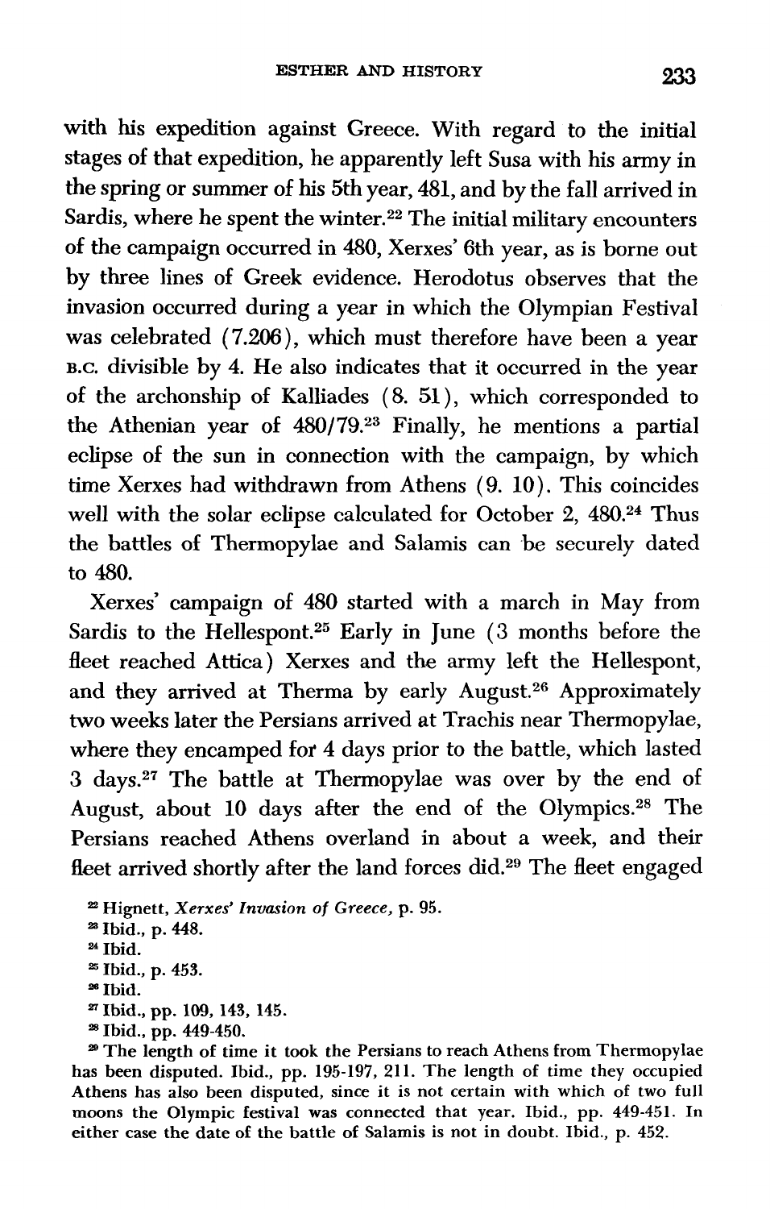with his expedition against Greece. With regard to the initial stages of that expedition, he apparently left Susa with his army in the spring or summer of his 5th year, 481, and by the fall arrived in Sardis, where he spent the winter.[22] The initial military encounters of the campaign occurred in 480, Xerxes' 6th year, as is borne out by three lines of Greek evidence. Herodotus observes that the invasion occurred during a year in which the Olympian Festival was celebrated (7.206), which must therefore have been a year B.C. divisible by 4. He also indicates that it occurred in the year of the archonship of Kalliades (8. 51), which corresponded to the Athenian year of 480/79.[23] Finally, he mentions a partial eclipse of the sun in connection with the campaign, by which time Xerxes had withdrawn from Athens (9. 10). This coincides well with the solar eclipse calculated for October 2, 480.[24] Thus the battles of Thermopylae and Salamis can be securely dated to 480.

Xerxes' campaign of 480 started with a march in May from Sardis to the Hellespont.[25] Early in June (3 months before the fleet reached Attica) Xerxes and the army left the Hellespont, and they arrived at Therma by early August.[26] Approximately two weeks later the Persians arrived at Trachis near Thermopylae, where they encamped for 4 days prior to the battle, which lasted 3 days.[27] The battle at Thermopylae was over by the end of August, about 10 days after the end of the Olympics.[28] The Persians reached Athens overland in about a week, and their fleet arrived shortly after the land forces did.[29] The fleet engaged

[22] Hignett, *Xerxes' Invasion of Greece*, p. 95.

[23] Ibid., p. 448.

[24] Ibid.

[25] Ibid., p. 453.

[26] Ibid.

[27] Ibid., pp. 109, 143, 145.

[28] Ibid., pp. 449-450.

[29] The length of time it took the Persians to reach Athens from Thermopylae has been disputed. Ibid., pp. 195-197, 211. The length of time they occupied Athens has also been disputed, since it is not certain with which of two full moons the Olympic festival was connected that year. Ibid., pp. 449-451. In either case the date of the battle of Salamis is not in doubt. Ibid., p. 452.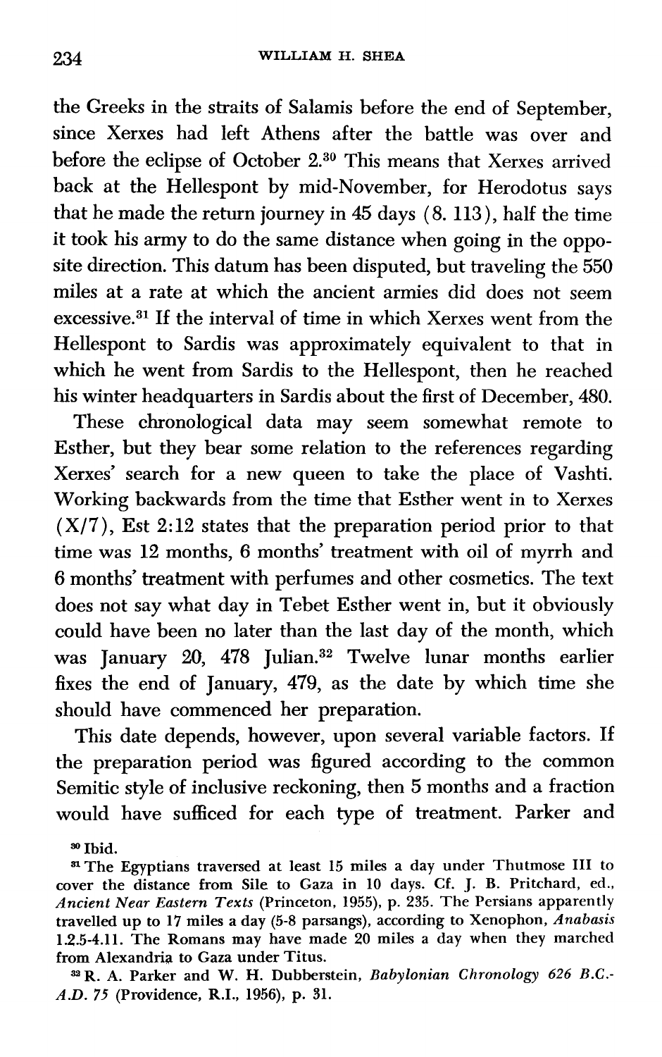the Greeks in the straits of Salamis before the end of September, since Xerxes had left Athens after the battle was over and before the eclipse of October 2.[30] This means that Xerxes arrived back at the Hellespont by mid-November, for Herodotus says that he made the return journey in 45 days (8. 113), half the time it took his army to do the same distance when going in the opposite direction. This datum has been disputed, but traveling the 550 miles at a rate at which the ancient armies did does not seem excessive.[31] If the interval of time in which Xerxes went from the Hellespont to Sardis was approximately equivalent to that in which he went from Sardis to the Hellespont, then he reached his winter headquarters in Sardis about the first of December, 480.

These chronological data may seem somewhat remote to Esther, but they bear some relation to the references regarding Xerxes' search for a new queen to take the place of Vashti. Working backwards from the time that Esther went in to Xerxes (X/7), Est 2:12 states that the preparation period prior to that time was 12 months, 6 months' treatment with oil of myrrh and 6 months' treatment with perfumes and other cosmetics. The text does not say what day in Tebet Esther went in, but it obviously could have been no later than the last day of the month, which was January 20, 478 Julian.[32] Twelve lunar months earlier fixes the end of January, 479, as the date by which time she should have commenced her preparation.

This date depends, however, upon several variable factors. If the preparation period was figured according to the common Semitic style of inclusive reckoning, then 5 months and a fraction would have sufficed for each type of treatment. Parker and

---

[30] Ibid.

[31] The Egyptians traversed at least 15 miles a day under Thutmose III to cover the distance from Sile to Gaza in 10 days. Cf. J. B. Pritchard, ed., *Ancient Near Eastern Texts* (Princeton, 1955), p. 235. The Persians apparently travelled up to 17 miles a day (5-8 parsangs), according to Xenophon, *Anabasis* 1.2.5-4.11. The Romans may have made 20 miles a day when they marched from Alexandria to Gaza under Titus.

[32] R. A. Parker and W. H. Dubberstein, *Babylonian Chronology 626 B.C.-A.D. 75* (Providence, R.I., 1956), p. 31.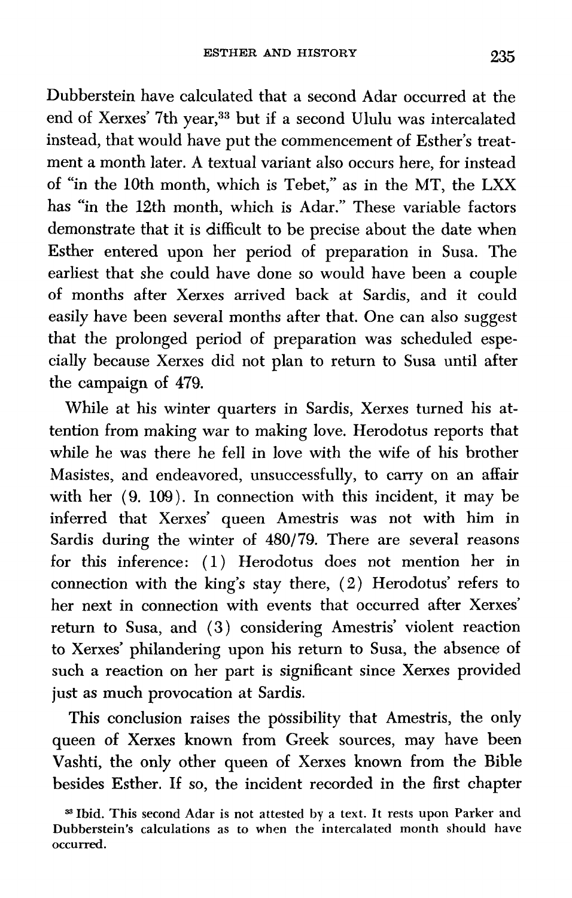Dubberstein have calculated that a second Adar occurred at the end of Xerxes' 7th year,[33] but if a second Ululu was intercalated instead, that would have put the commencement of Esther's treatment a month later. A textual variant also occurs here, for instead of "in the 10th month, which is Tebet," as in the MT, the LXX has "in the 12th month, which is Adar." These variable factors demonstrate that it is difficult to be precise about the date when Esther entered upon her period of preparation in Susa. The earliest that she could have done so would have been a couple of months after Xerxes arrived back at Sardis, and it could easily have been several months after that. One can also suggest that the prolonged period of preparation was scheduled especially because Xerxes did not plan to return to Susa until after the campaign of 479.

While at his winter quarters in Sardis, Xerxes turned his attention from making war to making love. Herodotus reports that while he was there he fell in love with the wife of his brother Masistes, and endeavored, unsuccessfully, to carry on an affair with her (9. 109). In connection with this incident, it may be inferred that Xerxes' queen Amestris was not with him in Sardis during the winter of 480/79. There are several reasons for this inference: (1) Herodotus does not mention her in connection with the king's stay there, (2) Herodotus' refers to her next in connection with events that occurred after Xerxes' return to Susa, and (3) considering Amestris' violent reaction to Xerxes' philandering upon his return to Susa, the absence of such a reaction on her part is significant since Xerxes provided just as much provocation at Sardis.

This conclusion raises the possibility that Amestris, the only queen of Xerxes known from Greek sources, may have been Vashti, the only other queen of Xerxes known from the Bible besides Esther. If so, the incident recorded in the first chapter

[33] Ibid. This second Adar is not attested by a text. It rests upon Parker and Dubberstein's calculations as to when the intercalated month should have occurred.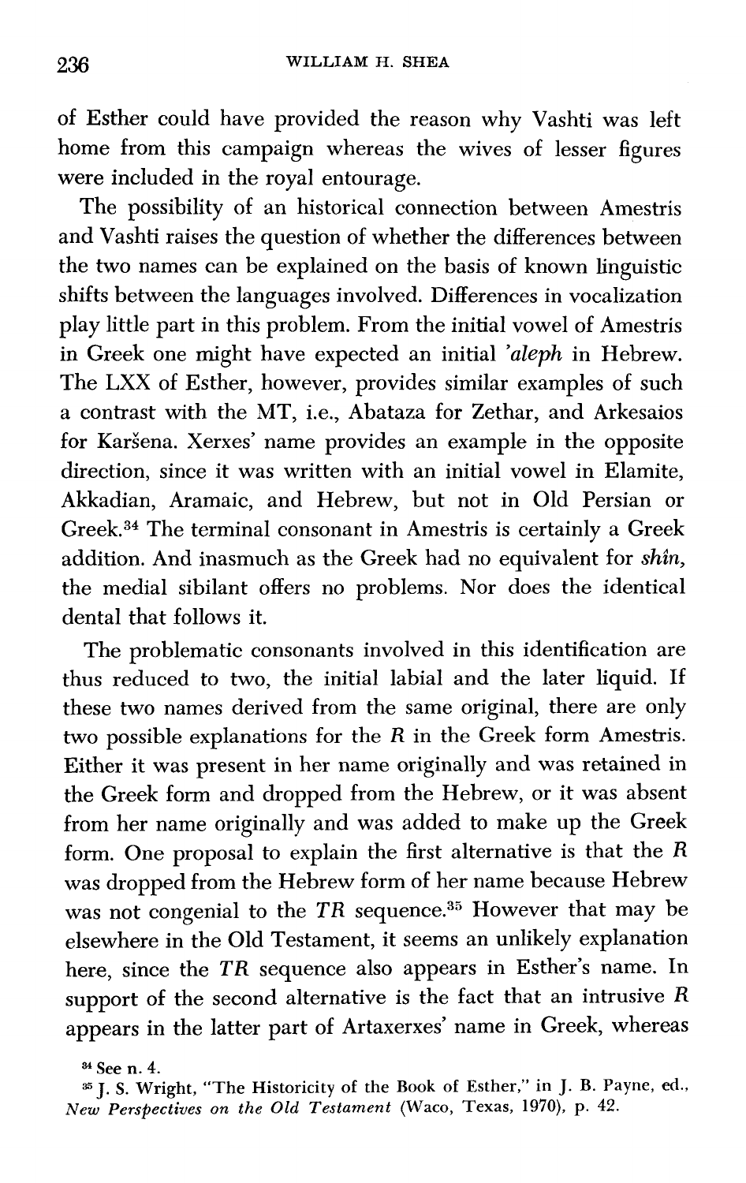of Esther could have provided the reason why Vashti was left home from this campaign whereas the wives of lesser figures were included in the royal entourage.

The possibility of an historical connection between Amestris and Vashti raises the question of whether the differences between the two names can be explained on the basis of known linguistic shifts between the languages involved. Differences in vocalization play little part in this problem. From the initial vowel of Amestris in Greek one might have expected an initial *'aleph* in Hebrew. The LXX of Esther, however, provides similar examples of such a contrast with the MT, i.e., Abataza for Zethar, and Arkesaios for Karšena. Xerxes' name provides an example in the opposite direction, since it was written with an initial vowel in Elamite, Akkadian, Aramaic, and Hebrew, but not in Old Persian or Greek.[34] The terminal consonant in Amestris is certainly a Greek addition. And inasmuch as the Greek had no equivalent for *shîn*, the medial sibilant offers no problems. Nor does the identical dental that follows it.

The problematic consonants involved in this identification are thus reduced to two, the initial labial and the later liquid. If these two names derived from the same original, there are only two possible explanations for the *R* in the Greek form Amestris. Either it was present in her name originally and was retained in the Greek form and dropped from the Hebrew, or it was absent from her name originally and was added to make up the Greek form. One proposal to explain the first alternative is that the *R* was dropped from the Hebrew form of her name because Hebrew was not congenial to the *TR* sequence.[35] However that may be elsewhere in the Old Testament, it seems an unlikely explanation here, since the *TR* sequence also appears in Esther's name. In support of the second alternative is the fact that an intrusive *R* appears in the latter part of Artaxerxes' name in Greek, whereas

[34] See n. 4.

[35] J. S. Wright, "The Historicity of the Book of Esther," in J. B. Payne, ed., *New Perspectives on the Old Testament* (Waco, Texas, 1970), p. 42.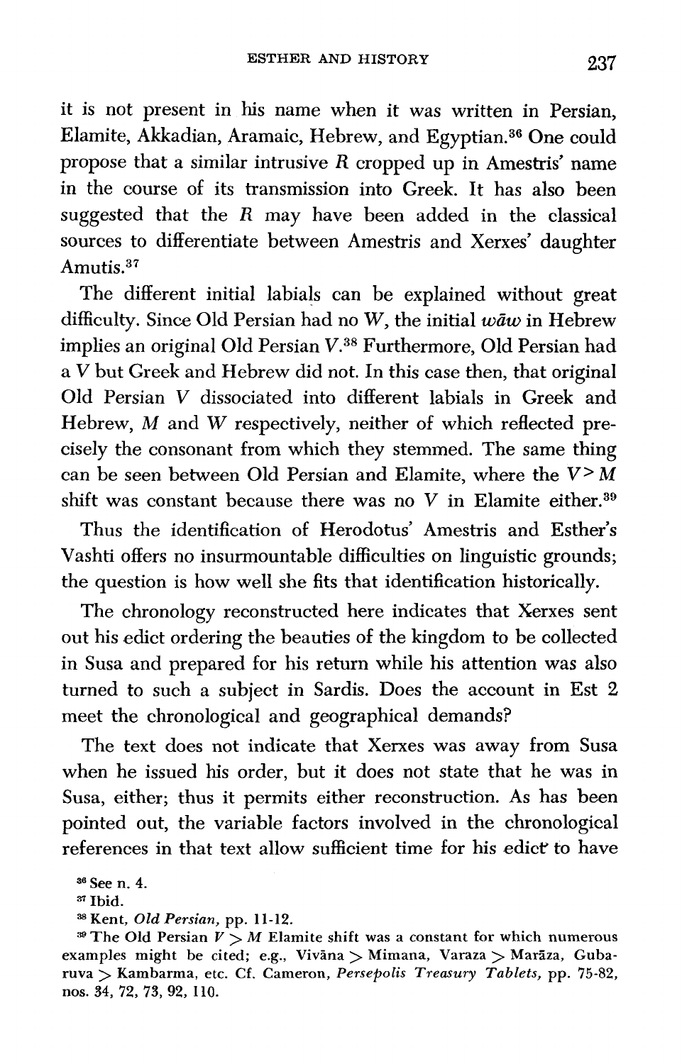it is not present in his name when it was written in Persian, Elamite, Akkadian, Aramaic, Hebrew, and Egyptian.[36] One could propose that a similar intrusive *R* cropped up in Amestris' name in the course of its transmission into Greek. It has also been suggested that the *R* may have been added in the classical sources to differentiate between Amestris and Xerxes' daughter Amutis.[37]

The different initial labials can be explained without great difficulty. Since Old Persian had no *W*, the initial *wāw* in Hebrew implies an original Old Persian *V*.[38] Furthermore, Old Persian had a *V* but Greek and Hebrew did not. In this case then, that original Old Persian *V* dissociated into different labials in Greek and Hebrew, *M* and *W* respectively, neither of which reflected precisely the consonant from which they stemmed. The same thing can be seen between Old Persian and Elamite, where the $V > M$ shift was constant because there was no *V* in Elamite either.[39]

Thus the identification of Herodotus' Amestris and Esther's Vashti offers no insurmountable difficulties on linguistic grounds; the question is how well she fits that identification historically.

The chronology reconstructed here indicates that Xerxes sent out his edict ordering the beauties of the kingdom to be collected in Susa and prepared for his return while his attention was also turned to such a subject in Sardis. Does the account in Est 2 meet the chronological and geographical demands?

The text does not indicate that Xerxes was away from Susa when he issued his order, but it does not state that he was in Susa, either; thus it permits either reconstruction. As has been pointed out, the variable factors involved in the chronological references in that text allow sufficient time for his edict to have

[36] See n. 4.

[37] Ibid.

[38] Kent, *Old Persian*, pp. 11-12.

[39] The Old Persian $V > M$ Elamite shift was a constant for which numerous examples might be cited; e.g., Vivāna > Mimana, Varaza > Marāza, Gubaruva > Kambarma, etc. Cf. Cameron, *Persepolis Treasury Tablets*, pp. 75-82, nos. 34, 72, 73, 92, 110.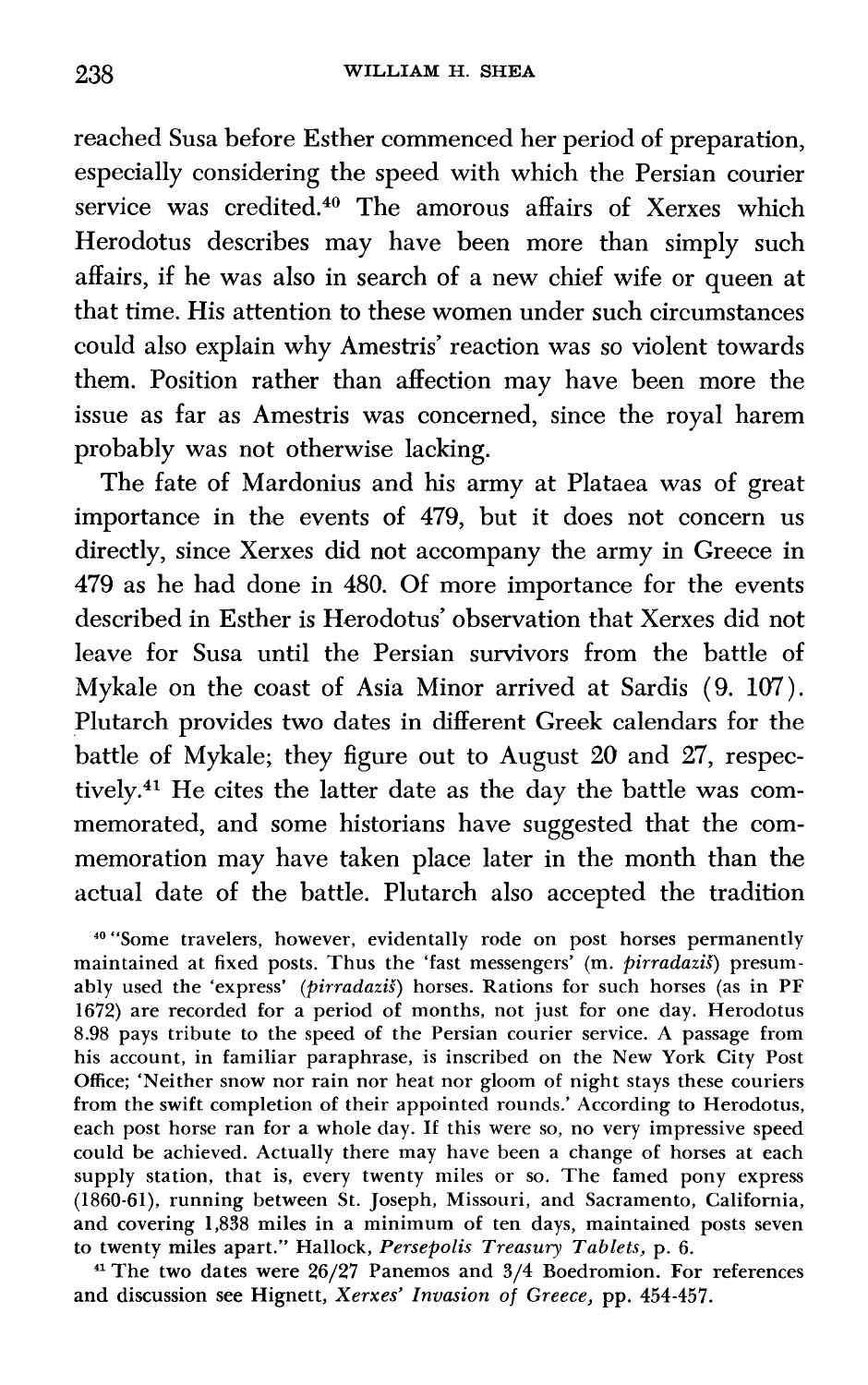reached Susa before Esther commenced her period of preparation, especially considering the speed with which the Persian courier service was credited.[40] The amorous affairs of Xerxes which Herodotus describes may have been more than simply such affairs, if he was also in search of a new chief wife or queen at that time. His attention to these women under such circumstances could also explain why Amestris' reaction was so violent towards them. Position rather than affection may have been more the issue as far as Amestris was concerned, since the royal harem probably was not otherwise lacking.

The fate of Mardonius and his army at Plataea was of great importance in the events of 479, but it does not concern us directly, since Xerxes did not accompany the army in Greece in 479 as he had done in 480. Of more importance for the events described in Esther is Herodotus' observation that Xerxes did not leave for Susa until the Persian survivors from the battle of Mykale on the coast of Asia Minor arrived at Sardis (9. 107). Plutarch provides two dates in different Greek calendars for the battle of Mykale; they figure out to August 20 and 27, respectively.[41] He cites the latter date as the day the battle was commemorated, and some historians have suggested that the commemoration may have taken place later in the month than the actual date of the battle. Plutarch also accepted the tradition

[40] "Some travelers, however, evidentally rode on post horses permanently maintained at fixed posts. Thus the 'fast messengers' (m. *pirradaziš*) presumably used the 'express' (*pirradaziš*) horses. Rations for such horses (as in PF 1672) are recorded for a period of months, not just for one day. Herodotus 8.98 pays tribute to the speed of the Persian courier service. A passage from his account, in familiar paraphrase, is inscribed on the New York City Post Office; 'Neither snow nor rain nor heat nor gloom of night stays these couriers from the swift completion of their appointed rounds.' According to Herodotus, each post horse ran for a whole day. If this were so, no very impressive speed could be achieved. Actually there may have been a change of horses at each supply station, that is, every twenty miles or so. The famed pony express (1860-61), running between St. Joseph, Missouri, and Sacramento, California, and covering 1,838 miles in a minimum of ten days, maintained posts seven to twenty miles apart." Hallock, *Persepolis Treasury Tablets*, p. 6.

[41] The two dates were 26/27 Panemos and 3/4 Boedromion. For references and discussion see Hignett, *Xerxes' Invasion of Greece*, pp. 454-457.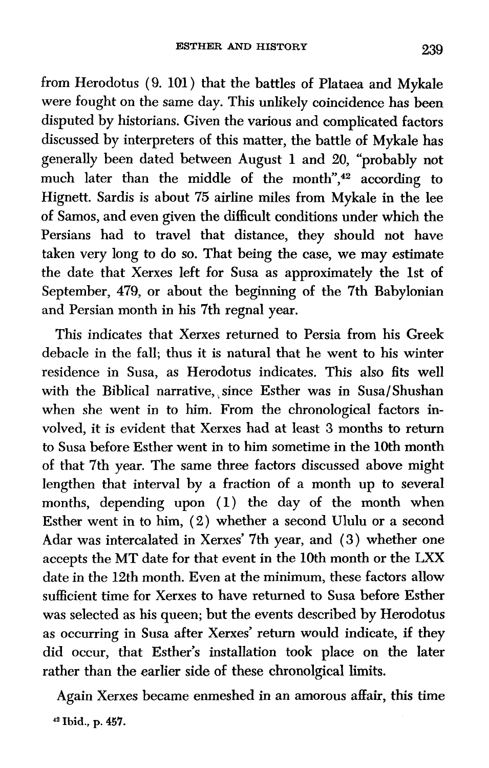from Herodotus (9. 101) that the battles of Plataea and Mykale were fought on the same day. This unlikely coincidence has been disputed by historians. Given the various and complicated factors discussed by interpreters of this matter, the battle of Mykale has generally been dated between August 1 and 20, "probably not much later than the middle of the month",[42] according to Hignett. Sardis is about 75 airline miles from Mykale in the lee of Samos, and even given the difficult conditions under which the Persians had to travel that distance, they should not have taken very long to do so. That being the case, we may estimate the date that Xerxes left for Susa as approximately the 1st of September, 479, or about the beginning of the 7th Babylonian and Persian month in his 7th regnal year.

This indicates that Xerxes returned to Persia from his Greek debacle in the fall; thus it is natural that he went to his winter residence in Susa, as Herodotus indicates. This also fits well with the Biblical narrative, since Esther was in Susa/Shushan when she went in to him. From the chronological factors involved, it is evident that Xerxes had at least 3 months to return to Susa before Esther went in to him sometime in the 10th month of that 7th year. The same three factors discussed above might lengthen that interval by a fraction of a month up to several months, depending upon (1) the day of the month when Esther went in to him, (2) whether a second Ululu or a second Adar was intercalated in Xerxes' 7th year, and (3) whether one accepts the MT date for that event in the 10th month or the LXX date in the 12th month. Even at the minimum, these factors allow sufficient time for Xerxes to have returned to Susa before Esther was selected as his queen; but the events described by Herodotus as occurring in Susa after Xerxes' return would indicate, if they did occur, that Esther's installation took place on the later rather than the earlier side of these chronolgical limits.

Again Xerxes became enmeshed in an amorous affair, this time

[42] Ibid., p. 457.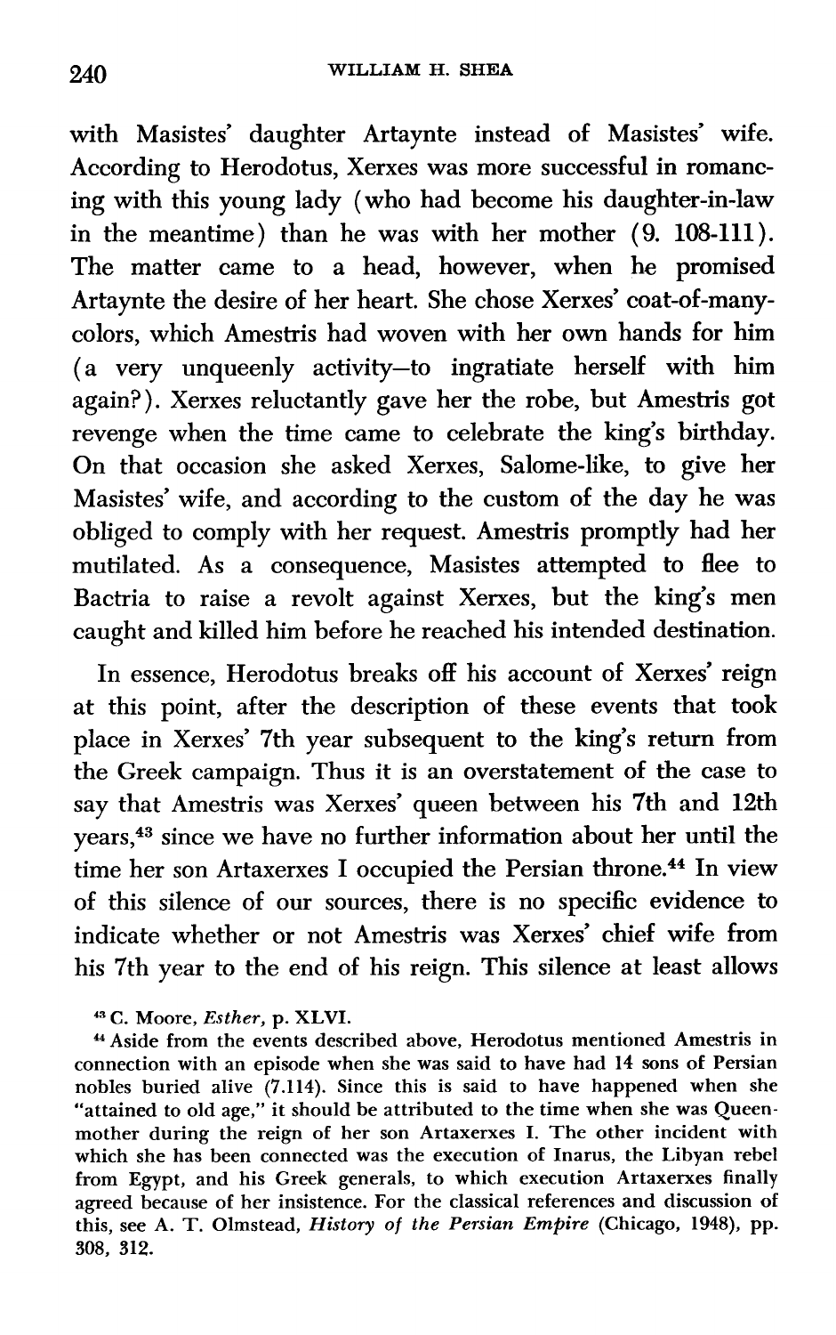with Masistes' daughter Artaynte instead of Masistes' wife. According to Herodotus, Xerxes was more successful in romancing with this young lady (who had become his daughter-in-law in the meantime) than he was with her mother (9. 108-111). The matter came to a head, however, when he promised Artaynte the desire of her heart. She chose Xerxes' coat-of-many-colors, which Amestris had woven with her own hands for him (a very unqueenly activity—to ingratiate herself with him again?). Xerxes reluctantly gave her the robe, but Amestris got revenge when the time came to celebrate the king's birthday. On that occasion she asked Xerxes, Salome-like, to give her Masistes' wife, and according to the custom of the day he was obliged to comply with her request. Amestris promptly had her mutilated. As a consequence, Masistes attempted to flee to Bactria to raise a revolt against Xerxes, but the king's men caught and killed him before he reached his intended destination.

In essence, Herodotus breaks off his account of Xerxes' reign at this point, after the description of these events that took place in Xerxes' 7th year subsequent to the king's return from the Greek campaign. Thus it is an overstatement of the case to say that Amestris was Xerxes' queen between his 7th and 12th years,[43] since we have no further information about her until the time her son Artaxerxes I occupied the Persian throne.[44] In view of this silence of our sources, there is no specific evidence to indicate whether or not Amestris was Xerxes' chief wife from his 7th year to the end of his reign. This silence at least allows

[43] C. Moore, *Esther*, p. XLVI.

[44] Aside from the events described above, Herodotus mentioned Amestris in connection with an episode when she was said to have had 14 sons of Persian nobles buried alive (7.114). Since this is said to have happened when she "attained to old age," it should be attributed to the time when she was Queen-mother during the reign of her son Artaxerxes I. The other incident with which she has been connected was the execution of Inarus, the Libyan rebel from Egypt, and his Greek generals, to which execution Artaxerxes finally agreed because of her insistence. For the classical references and discussion of this, see A. T. Olmstead, *History of the Persian Empire* (Chicago, 1948), pp. 308, 312.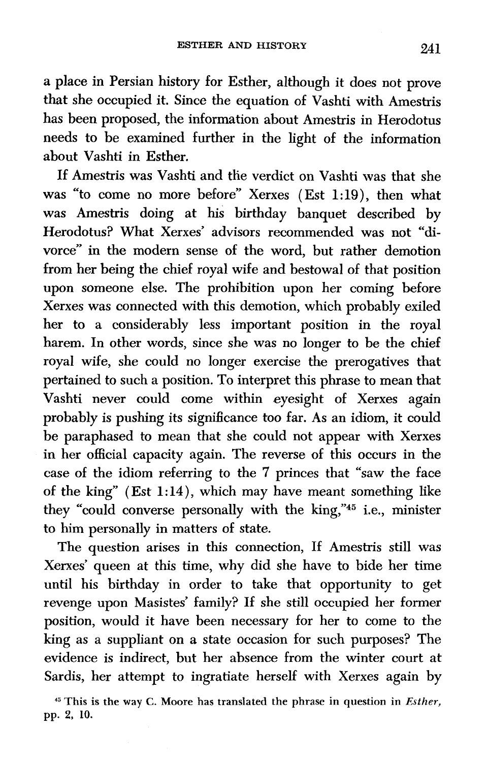a place in Persian history for Esther, although it does not prove that she occupied it. Since the equation of Vashti with Amestris has been proposed, the information about Amestris in Herodotus needs to be examined further in the light of the information about Vashti in Esther.

If Amestris was Vashti and the verdict on Vashti was that she was "to come no more before" Xerxes (Est 1:19), then what was Amestris doing at his birthday banquet described by Herodotus? What Xerxes' advisors recommended was not "divorce" in the modern sense of the word, but rather demotion from her being the chief royal wife and bestowal of that position upon someone else. The prohibition upon her coming before Xerxes was connected with this demotion, which probably exiled her to a considerably less important position in the royal harem. In other words, since she was no longer to be the chief royal wife, she could no longer exercise the prerogatives that pertained to such a position. To interpret this phrase to mean that Vashti never could come within eyesight of Xerxes again probably is pushing its significance too far. As an idiom, it could be paraphrased to mean that she could not appear with Xerxes in her official capacity again. The reverse of this occurs in the case of the idiom referring to the 7 princes that "saw the face of the king" (Est 1:14), which may have meant something like they "could converse personally with the king,"[45] i.e., minister to him personally in matters of state.

The question arises in this connection, If Amestris still was Xerxes' queen at this time, why did she have to bide her time until his birthday in order to take that opportunity to get revenge upon Masistes' family? If she still occupied her former position, would it have been necessary for her to come to the king as a suppliant on a state occasion for such purposes? The evidence is indirect, but her absence from the winter court at Sardis, her attempt to ingratiate herself with Xerxes again by

[45] This is the way C. Moore has translated the phrase in question in *Esther*, pp. 2, 10.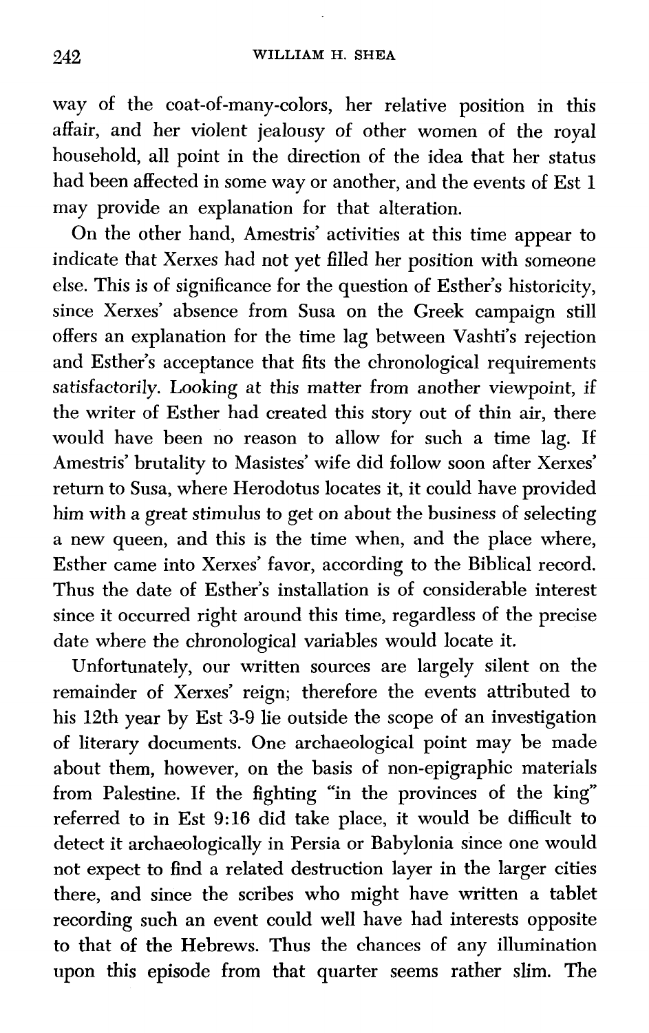way of the coat-of-many-colors, her relative position in this affair, and her violent jealousy of other women of the royal household, all point in the direction of the idea that her status had been affected in some way or another, and the events of Est 1 may provide an explanation for that alteration.

On the other hand, Amestris' activities at this time appear to indicate that Xerxes had not yet filled her position with someone else. This is of significance for the question of Esther's historicity, since Xerxes' absence from Susa on the Greek campaign still offers an explanation for the time lag between Vashti's rejection and Esther's acceptance that fits the chronological requirements satisfactorily. Looking at this matter from another viewpoint, if the writer of Esther had created this story out of thin air, there would have been no reason to allow for such a time lag. If Amestris' brutality to Masistes' wife did follow soon after Xerxes' return to Susa, where Herodotus locates it, it could have provided him with a great stimulus to get on about the business of selecting a new queen, and this is the time when, and the place where, Esther came into Xerxes' favor, according to the Biblical record. Thus the date of Esther's installation is of considerable interest since it occurred right around this time, regardless of the precise date where the chronological variables would locate it.

Unfortunately, our written sources are largely silent on the remainder of Xerxes' reign; therefore the events attributed to his 12th year by Est 3-9 lie outside the scope of an investigation of literary documents. One archaeological point may be made about them, however, on the basis of non-epigraphic materials from Palestine. If the fighting "in the provinces of the king" referred to in Est 9:16 did take place, it would be difficult to detect it archaeologically in Persia or Babylonia since one would not expect to find a related destruction layer in the larger cities there, and since the scribes who might have written a tablet recording such an event could well have had interests opposite to that of the Hebrews. Thus the chances of any illumination upon this episode from that quarter seems rather slim. The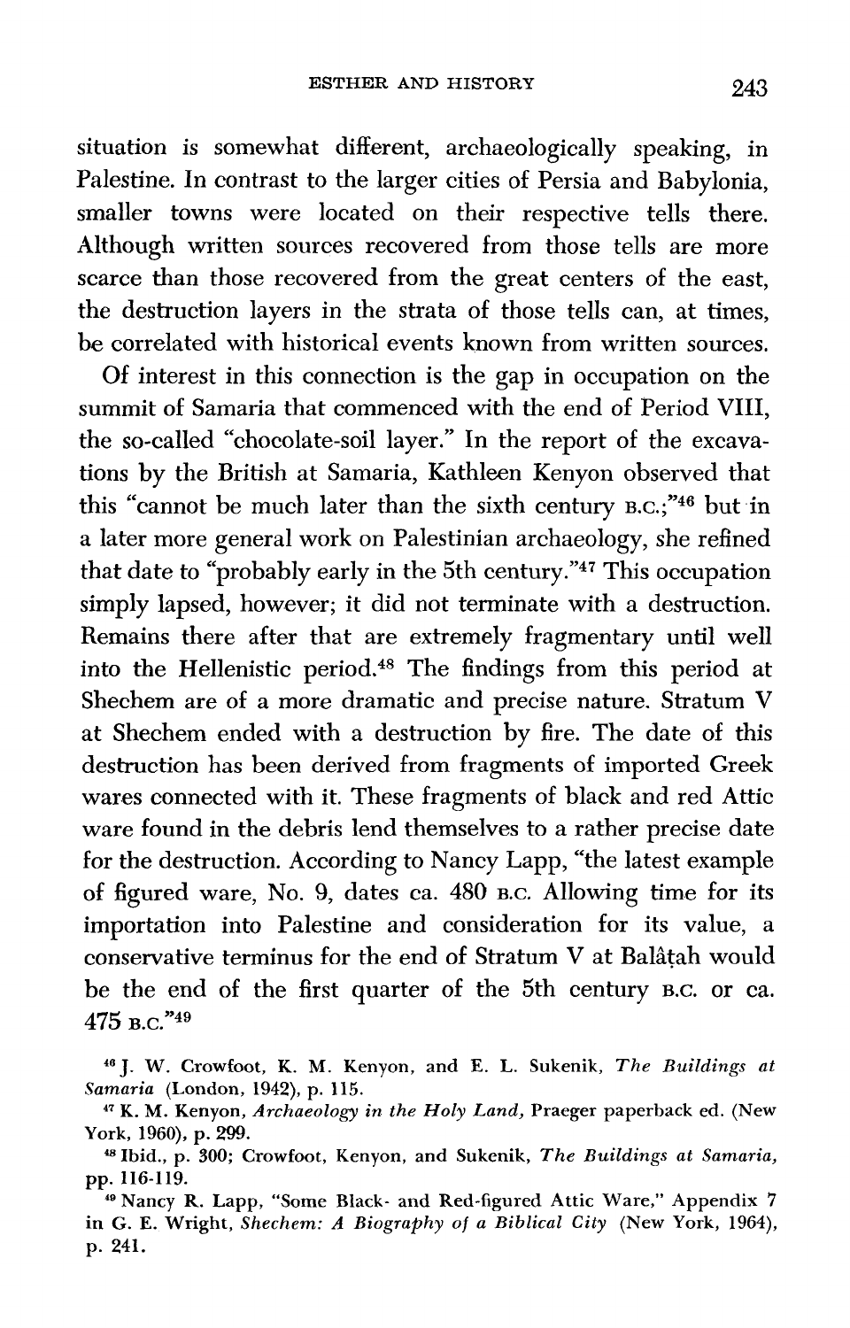situation is somewhat different, archaeologically speaking, in Palestine. In contrast to the larger cities of Persia and Babylonia, smaller towns were located on their respective tells there. Although written sources recovered from those tells are more scarce than those recovered from the great centers of the east, the destruction layers in the strata of those tells can, at times, be correlated with historical events known from written sources.

Of interest in this connection is the gap in occupation on the summit of Samaria that commenced with the end of Period VIII, the so-called "chocolate-soil layer." In the report of the excavations by the British at Samaria, Kathleen Kenyon observed that this "cannot be much later than the sixth century B.C.;"[46] but in a later more general work on Palestinian archaeology, she refined that date to "probably early in the 5th century."[47] This occupation simply lapsed, however; it did not terminate with a destruction. Remains there after that are extremely fragmentary until well into the Hellenistic period.[48] The findings from this period at Shechem are of a more dramatic and precise nature. Stratum V at Shechem ended with a destruction by fire. The date of this destruction has been derived from fragments of imported Greek wares connected with it. These fragments of black and red Attic ware found in the debris lend themselves to a rather precise date for the destruction. According to Nancy Lapp, "the latest example of figured ware, No. 9, dates ca. 480 B.C. Allowing time for its importation into Palestine and consideration for its value, a conservative terminus for the end of Stratum V at Balâṭah would be the end of the first quarter of the 5th century B.C. or ca. 475 B.C."[49]

[46] J. W. Crowfoot, K. M. Kenyon, and E. L. Sukenik, *The Buildings at Samaria* (London, 1942), p. 115.

[47] K. M. Kenyon, *Archaeology in the Holy Land*, Praeger paperback ed. (New York, 1960), p. 299.

[48] Ibid., p. 300; Crowfoot, Kenyon, and Sukenik, *The Buildings at Samaria*, pp. 116-119.

[49] Nancy R. Lapp, "Some Black- and Red-figured Attic Ware," Appendix 7 in G. E. Wright, *Shechem: A Biography of a Biblical City* (New York, 1964), p. 241.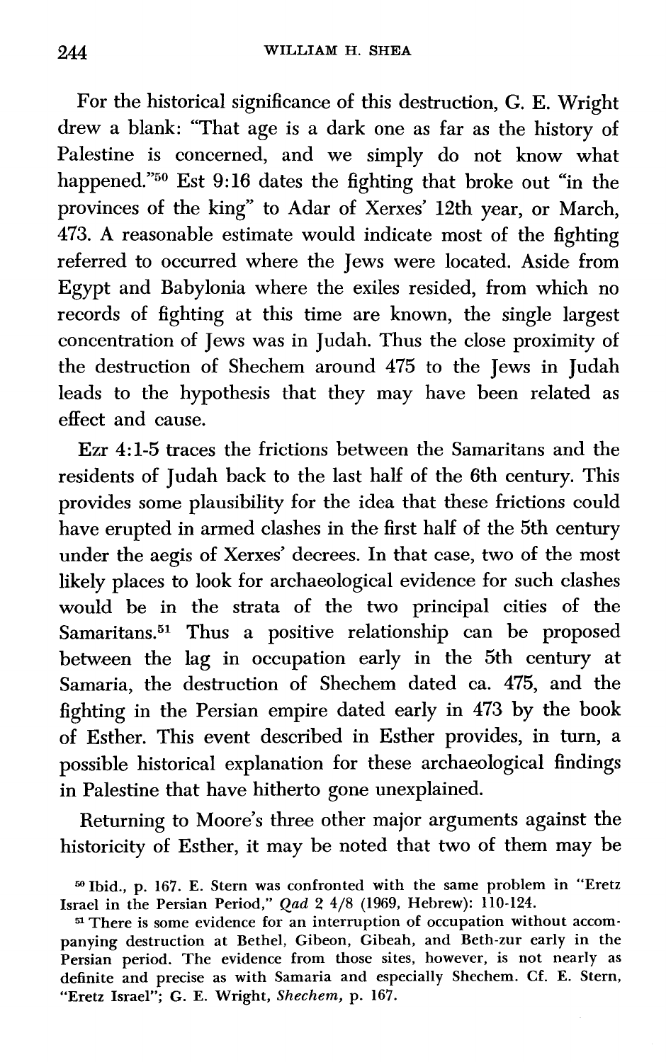For the historical significance of this destruction, G. E. Wright drew a blank: "That age is a dark one as far as the history of Palestine is concerned, and we simply do not know what happened."[50] Est 9:16 dates the fighting that broke out "in the provinces of the king" to Adar of Xerxes' 12th year, or March, 473. A reasonable estimate would indicate most of the fighting referred to occurred where the Jews were located. Aside from Egypt and Babylonia where the exiles resided, from which no records of fighting at this time are known, the single largest concentration of Jews was in Judah. Thus the close proximity of the destruction of Shechem around 475 to the Jews in Judah leads to the hypothesis that they may have been related as effect and cause.

Ezr 4:1-5 traces the frictions between the Samaritans and the residents of Judah back to the last half of the 6th century. This provides some plausibility for the idea that these frictions could have erupted in armed clashes in the first half of the 5th century under the aegis of Xerxes' decrees. In that case, two of the most likely places to look for archaeological evidence for such clashes would be in the strata of the two principal cities of the Samaritans.[51] Thus a positive relationship can be proposed between the lag in occupation early in the 5th century at Samaria, the destruction of Shechem dated ca. 475, and the fighting in the Persian empire dated early in 473 by the book of Esther. This event described in Esther provides, in turn, a possible historical explanation for these archaeological findings in Palestine that have hitherto gone unexplained.

Returning to Moore's three other major arguments against the historicity of Esther, it may be noted that two of them may be

[50] Ibid., p. 167. E. Stern was confronted with the same problem in "Eretz Israel in the Persian Period," *Qad* 2 4/8 (1969, Hebrew): 110-124.

[51] There is some evidence for an interruption of occupation without accompanying destruction at Bethel, Gibeon, Gibeah, and Beth-zur early in the Persian period. The evidence from those sites, however, is not nearly as definite and precise as with Samaria and especially Shechem. Cf. E. Stern, "Eretz Israel"; G. E. Wright, *Shechem*, p. 167.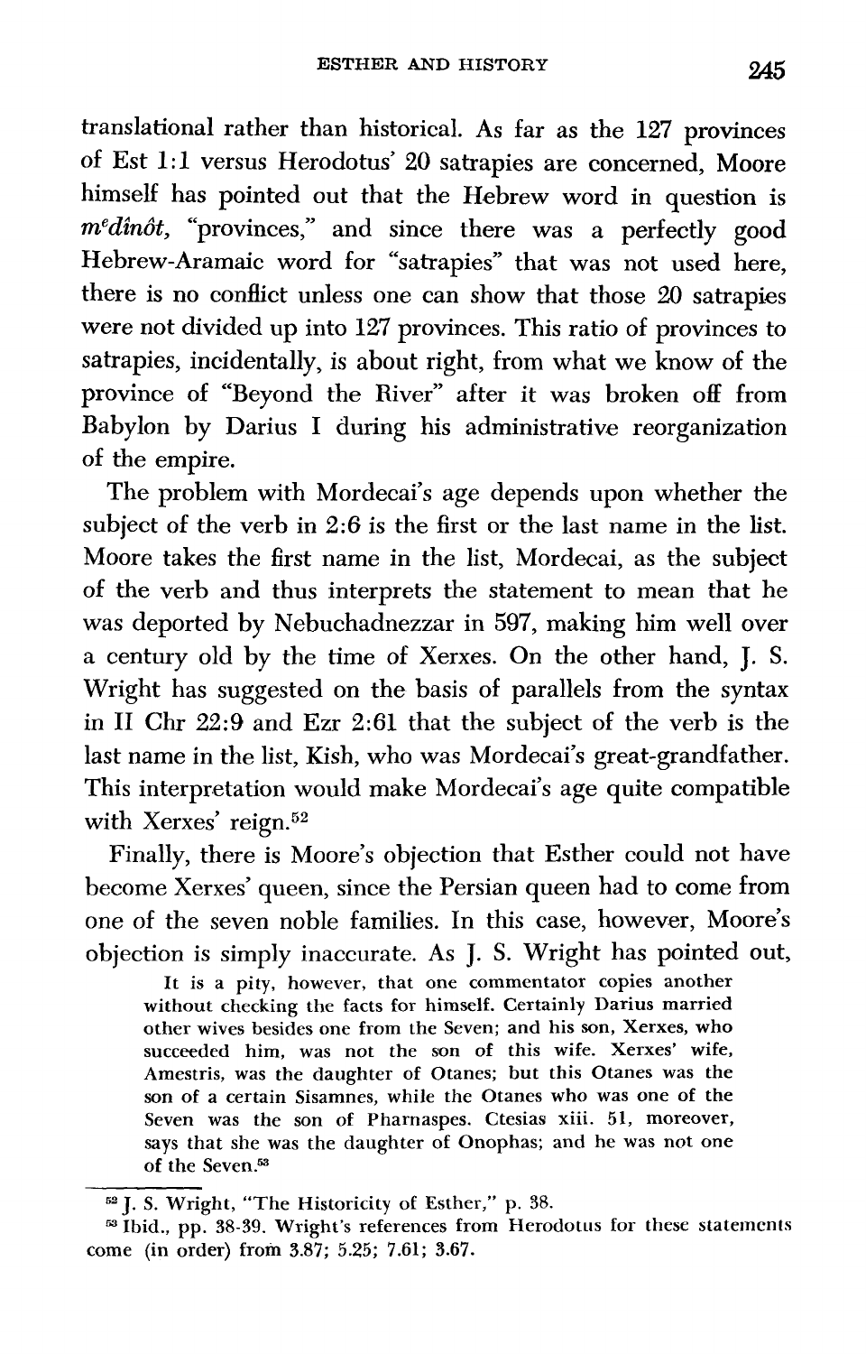translational rather than historical. As far as the 127 provinces of Est 1:1 versus Herodotus' 20 satrapies are concerned, Moore himself has pointed out that the Hebrew word in question is *mᵉdînôt*, "provinces," and since there was a perfectly good Hebrew-Aramaic word for "satrapies" that was not used here, there is no conflict unless one can show that those 20 satrapies were not divided up into 127 provinces. This ratio of provinces to satrapies, incidentally, is about right, from what we know of the province of "Beyond the River" after it was broken off from Babylon by Darius I during his administrative reorganization of the empire.

The problem with Mordecai's age depends upon whether the subject of the verb in 2:6 is the first or the last name in the list. Moore takes the first name in the list, Mordecai, as the subject of the verb and thus interprets the statement to mean that he was deported by Nebuchadnezzar in 597, making him well over a century old by the time of Xerxes. On the other hand, J. S. Wright has suggested on the basis of parallels from the syntax in II Chr 22:9 and Ezr 2:61 that the subject of the verb is the last name in the list, Kish, who was Mordecai's great-grandfather. This interpretation would make Mordecai's age quite compatible with Xerxes' reign.[52]

Finally, there is Moore's objection that Esther could not have become Xerxes' queen, since the Persian queen had to come from one of the seven noble families. In this case, however, Moore's objection is simply inaccurate. As J. S. Wright has pointed out,

> It is a pity, however, that one commentator copies another without checking the facts for himself. Certainly Darius married other wives besides one from the Seven; and his son, Xerxes, who succeeded him, was not the son of this wife. Xerxes' wife, Amestris, was the daughter of Otanes; but this Otanes was the son of a certain Sisamnes, while the Otanes who was one of the Seven was the son of Pharnaspes. Ctesias xiii. 51, moreover, says that she was the daughter of Onophas; and he was not one of the Seven.[53]

---

[52] J. S. Wright, "The Historicity of Esther," p. 38.

[53] Ibid., pp. 38-39. Wright's references from Herodotus for these statements come (in order) from 3.87; 5.25; 7.61; 3.67.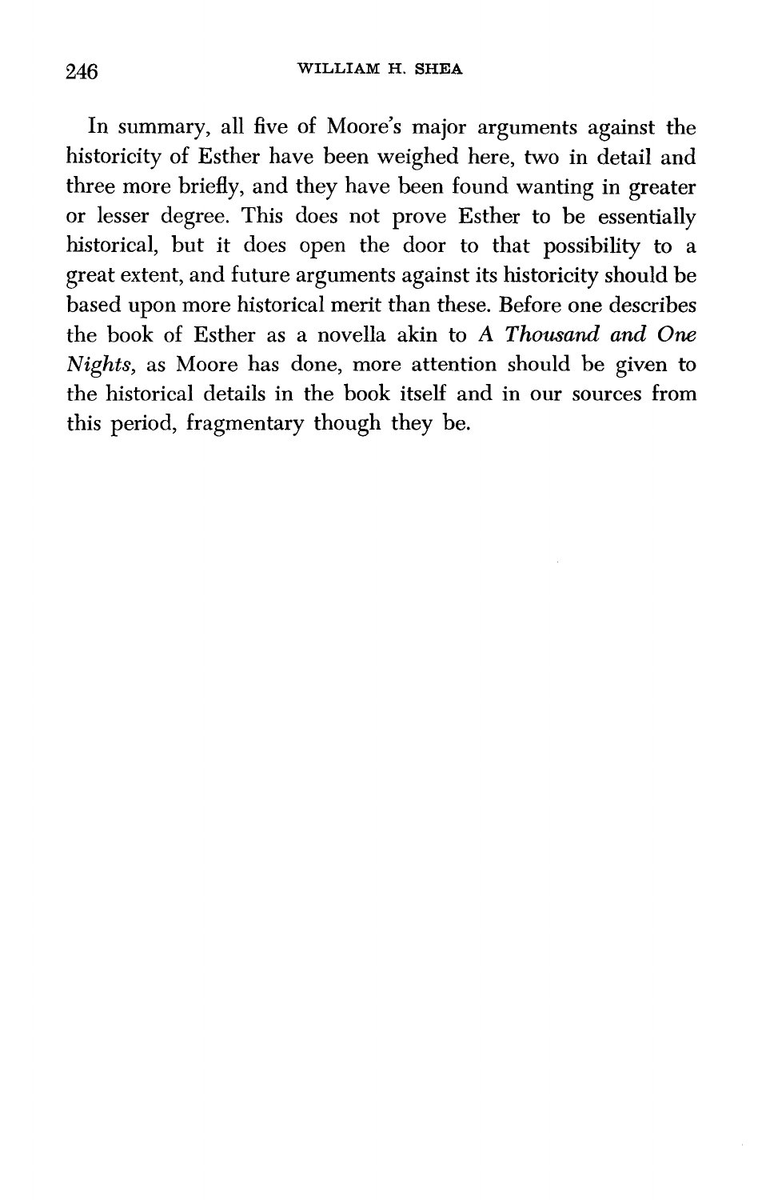In summary, all five of Moore's major arguments against the historicity of Esther have been weighed here, two in detail and three more briefly, and they have been found wanting in greater or lesser degree. This does not prove Esther to be essentially historical, but it does open the door to that possibility to a great extent, and future arguments against its historicity should be based upon more historical merit than these. Before one describes the book of Esther as a novella akin to *A Thousand and One Nights,* as Moore has done, more attention should be given to the historical details in the book itself and in our sources from this period, fragmentary though they be.